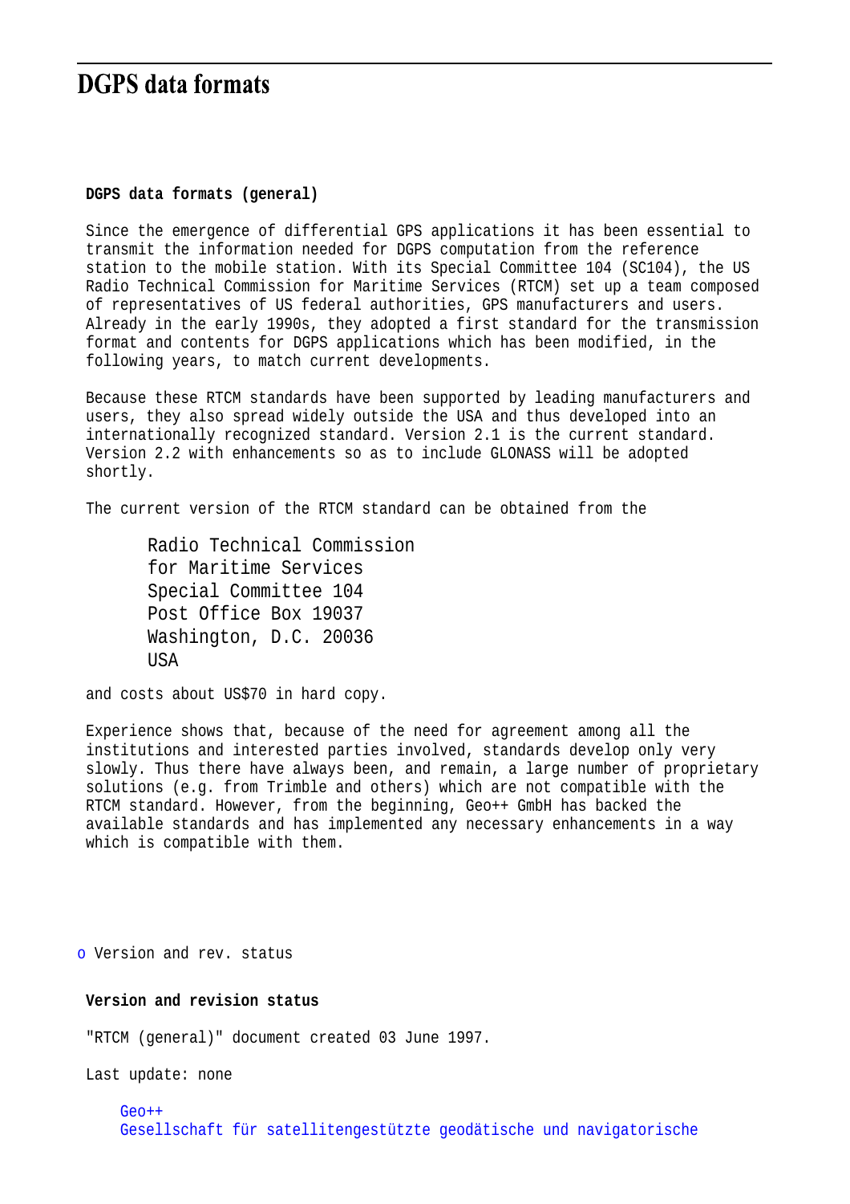# DGPS data formats

**DGPS data formats (general)**

Since the emergence of differential GPS applications it has been essential to transmit the information needed for DGPS computation from the reference station to the mobile station. With its Special Committee 104 (SC104), the US Radio Technical Commission for Maritime Services (RTCM) set up a team composed of representatives of US federal authorities, GPS manufacturers and users. Already in the early 1990s, they adopted a first standard for the transmission format and contents for DGPS applications which has been modified, in the following years, to match current developments.

Because these RTCM standards have been supported by leading manufacturers and users, they also spread widely outside the USA and thus developed into an internationally recognized standard. Version 2.1 is the current standard. Version 2.2 with enhancements so as to include GLONASS will be adopted shortly.

The current version of the RTCM standard can be obtained from the

> Radio Technical Commission
> for Maritime Services
> Special Committee 104
> Post Office Box 19037
> Washington, D.C. 20036
> USA

and costs about US$70 in hard copy.

Experience shows that, because of the need for agreement among all the institutions and interested parties involved, standards develop only very slowly. Thus there have always been, and remain, a large number of proprietary solutions (e.g. from Trimble and others) which are not compatible with the RTCM standard. However, from the beginning, Geo++ GmbH has backed the available standards and has implemented any necessary enhancements in a way which is compatible with them.

- Version and rev. status

**Version and revision status**

"RTCM (general)" document created 03 June 1997.

Last update: none

Geo++
Gesellschaft für satellitengestützte geodätische und navigatorische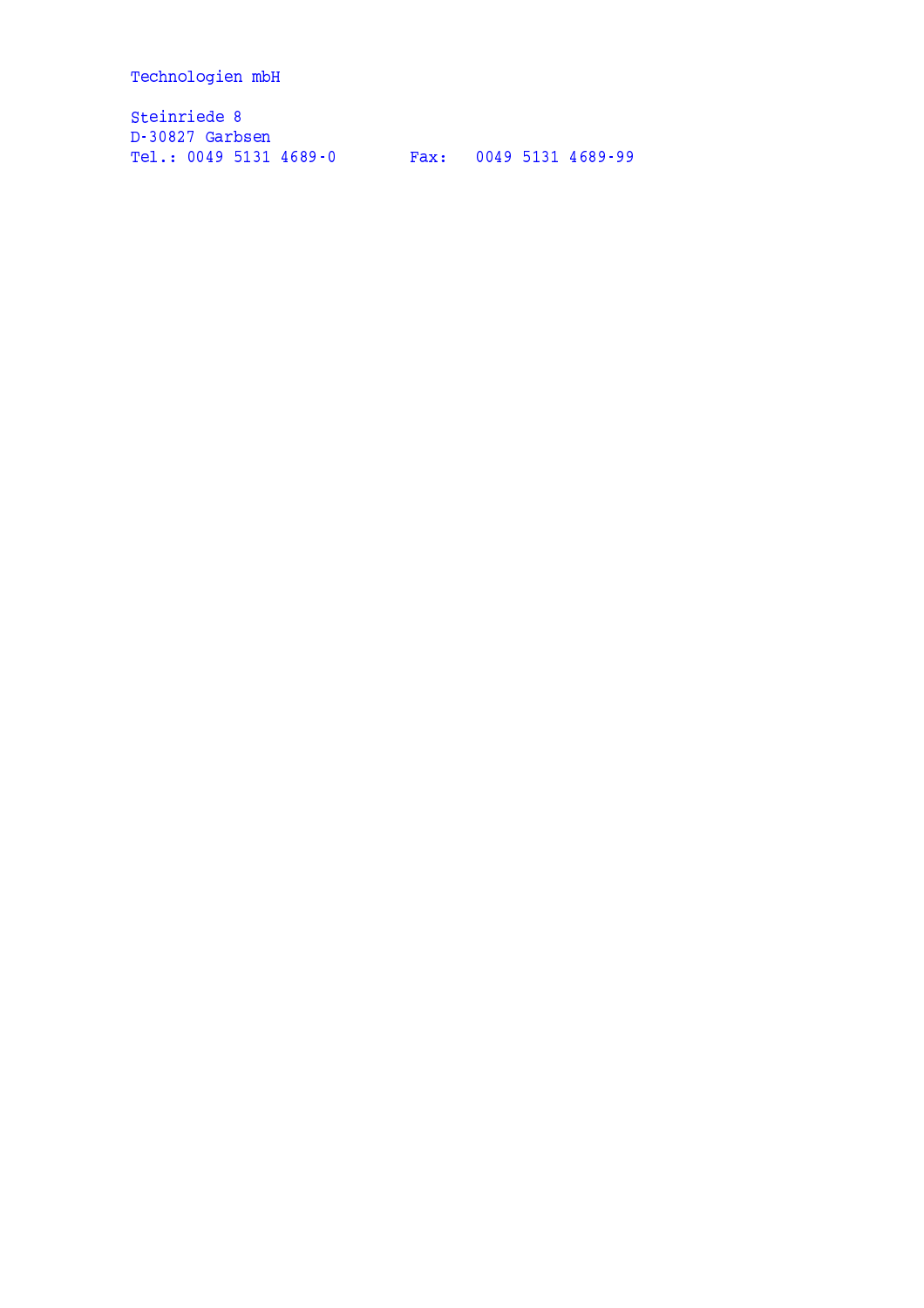Technologien mbH

Steinriede 8
D-30827 Garbsen
Tel.: 0049 5131 4689-0        Fax:   0049 5131 4689-99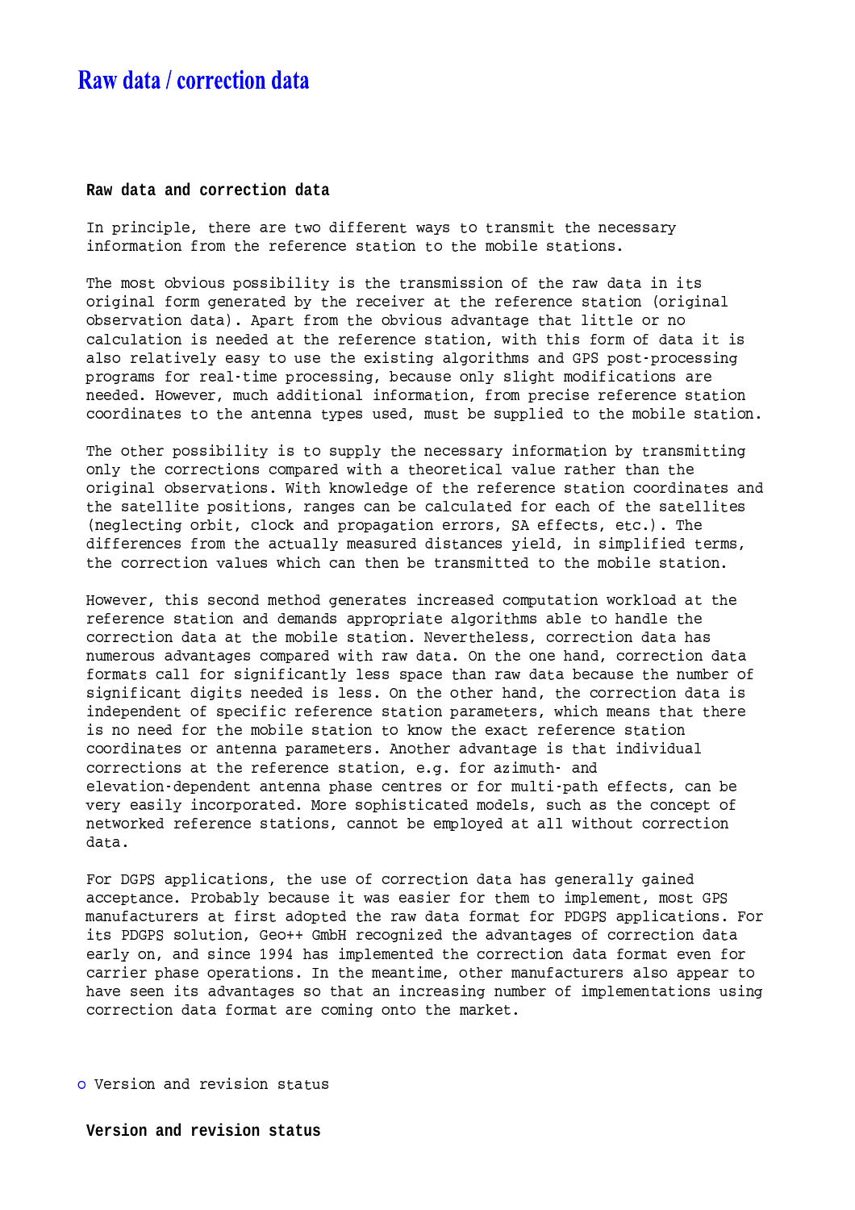# Raw data / correction data

**Raw data and correction data**

In principle, there are two different ways to transmit the necessary information from the reference station to the mobile stations.

The most obvious possibility is the transmission of the raw data in its original form generated by the receiver at the reference station (original observation data). Apart from the obvious advantage that little or no calculation is needed at the reference station, with this form of data it is also relatively easy to use the existing algorithms and GPS post-processing programs for real-time processing, because only slight modifications are needed. However, much additional information, from precise reference station coordinates to the antenna types used, must be supplied to the mobile station.

The other possibility is to supply the necessary information by transmitting only the corrections compared with a theoretical value rather than the original observations. With knowledge of the reference station coordinates and the satellite positions, ranges can be calculated for each of the satellites (neglecting orbit, clock and propagation errors, SA effects, etc.). The differences from the actually measured distances yield, in simplified terms, the correction values which can then be transmitted to the mobile station.

However, this second method generates increased computation workload at the reference station and demands appropriate algorithms able to handle the correction data at the mobile station. Nevertheless, correction data has numerous advantages compared with raw data. On the one hand, correction data formats call for significantly less space than raw data because the number of significant digits needed is less. On the other hand, the correction data is independent of specific reference station parameters, which means that there is no need for the mobile station to know the exact reference station coordinates or antenna parameters. Another advantage is that individual corrections at the reference station, e.g. for azimuth- and elevation-dependent antenna phase centres or for multi-path effects, can be very easily incorporated. More sophisticated models, such as the concept of networked reference stations, cannot be employed at all without correction data.

For DGPS applications, the use of correction data has generally gained acceptance. Probably because it was easier for them to implement, most GPS manufacturers at first adopted the raw data format for PDGPS applications. For its PDGPS solution, Geo++ GmbH recognized the advantages of correction data early on, and since 1994 has implemented the correction data format even for carrier phase operations. In the meantime, other manufacturers also appear to have seen its advantages so that an increasing number of implementations using correction data format are coming onto the market.

- Version and revision status

**Version and revision status**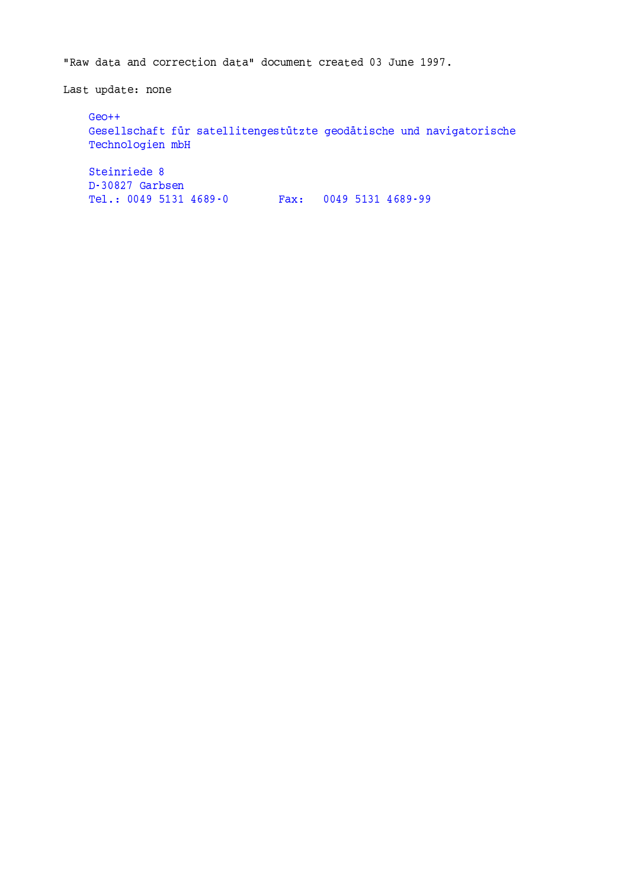"Raw data and correction data" document created 03 June 1997.

Last update: none

Geo++
Gesellschaft für satellitengestützte geodätische und navigatorische Technologien mbH

Steinriede 8
D-30827 Garbsen
Tel.: 0049 5131 4689-0 Fax: 0049 5131 4689-99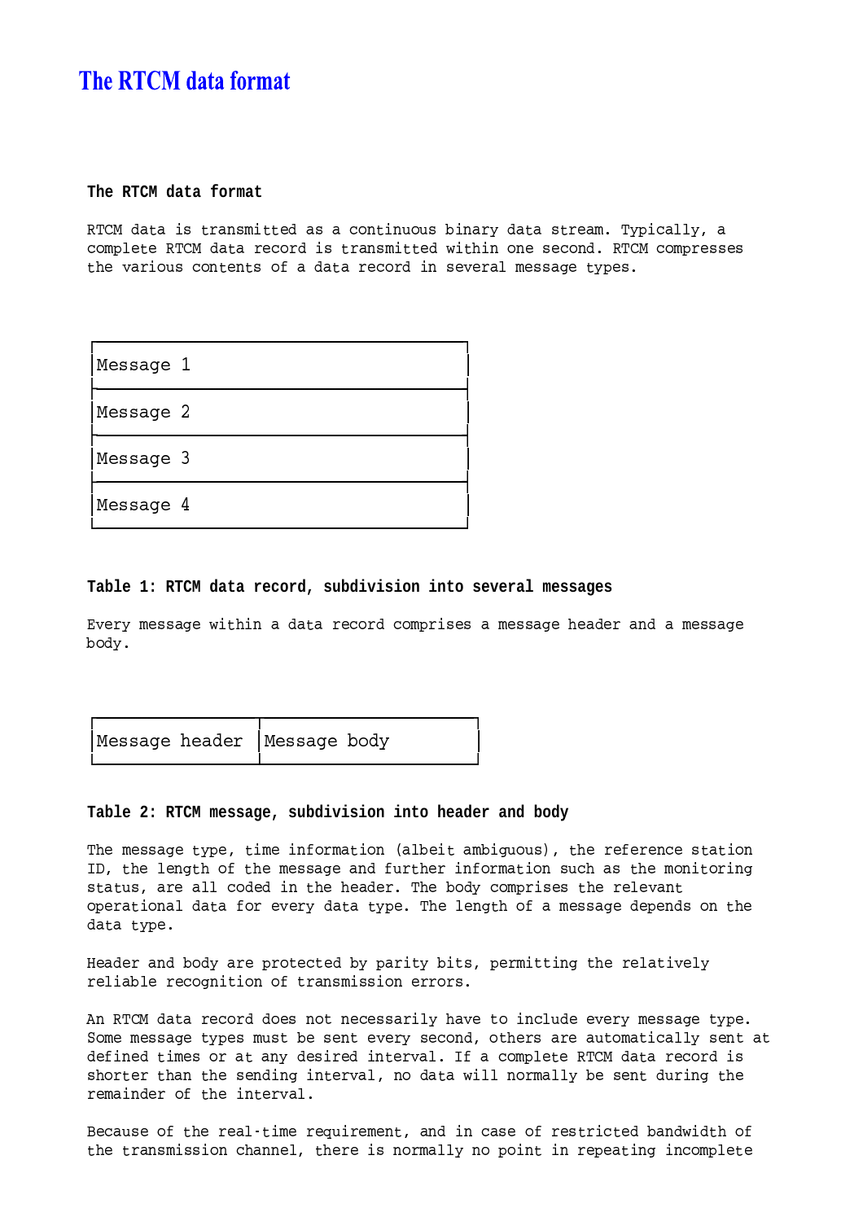# The RTCM data format

**The RTCM data format**

RTCM data is transmitted as a continuous binary data stream. Typically, a complete RTCM data record is transmitted within one second. RTCM compresses the various contents of a data record in several message types.

| Message 1 |
| --- |
| Message 2 |
| Message 3 |
| Message 4 |

**Table 1: RTCM data record, subdivision into several messages**

Every message within a data record comprises a message header and a message body.

| Message header | Message body |
| --- | --- |

**Table 2: RTCM message, subdivision into header and body**

The message type, time information (albeit ambiguous), the reference station ID, the length of the message and further information such as the monitoring status, are all coded in the header. The body comprises the relevant operational data for every data type. The length of a message depends on the data type.

Header and body are protected by parity bits, permitting the relatively reliable recognition of transmission errors.

An RTCM data record does not necessarily have to include every message type. Some message types must be sent every second, others are automatically sent at defined times or at any desired interval. If a complete RTCM data record is shorter than the sending interval, no data will normally be sent during the remainder of the interval.

Because of the real-time requirement, and in case of restricted bandwidth of the transmission channel, there is normally no point in repeating incomplete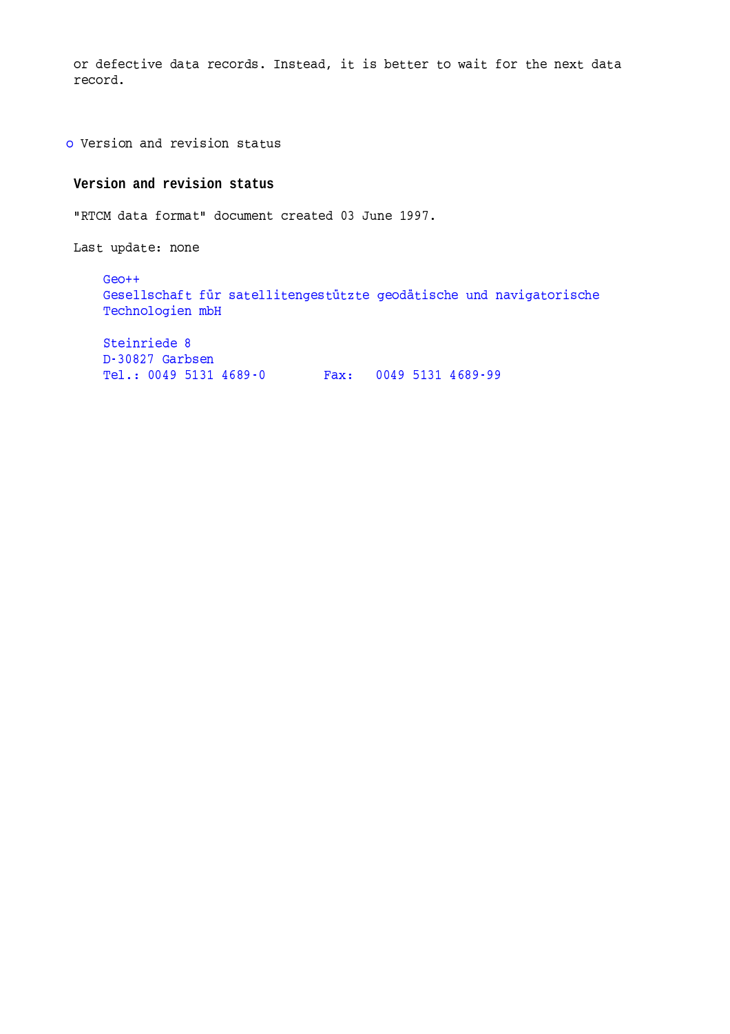or defective data records. Instead, it is better to wait for the next data record.

- Version and revision status

## Version and revision status

"RTCM data format" document created 03 June 1997.

Last update: none

Geo++
Gesellschaft für satellitengestützte geodätische und navigatorische Technologien mbH

Steinriede 8
D-30827 Garbsen
Tel.: 0049 5131 4689-0        Fax:   0049 5131 4689-99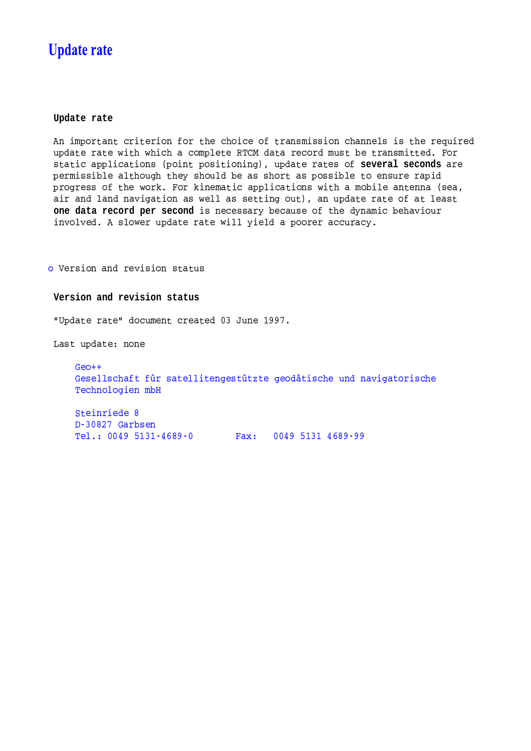# Update rate

### Update rate

An important criterion for the choice of transmission channels is the required update rate with which a complete RTCM data record must be transmitted. For static applications (point positioning), update rates of **several seconds** are permissible although they should be as short as possible to ensure rapid progress of the work. For kinematic applications with a mobile antenna (sea, air and land navigation as well as setting out), an update rate of at least **one data record per second** is necessary because of the dynamic behaviour involved. A slower update rate will yield a poorer accuracy.

- Version and revision status

### Version and revision status

"Update rate" document created 03 June 1997.

Last update: none

Geo++
Gesellschaft für satellitengestützte geodätische und navigatorische Technologien mbH

Steinriede 8
D-30827 Garbsen
Tel.: 0049 5131-4689-0 Fax: 0049 5131 4689-99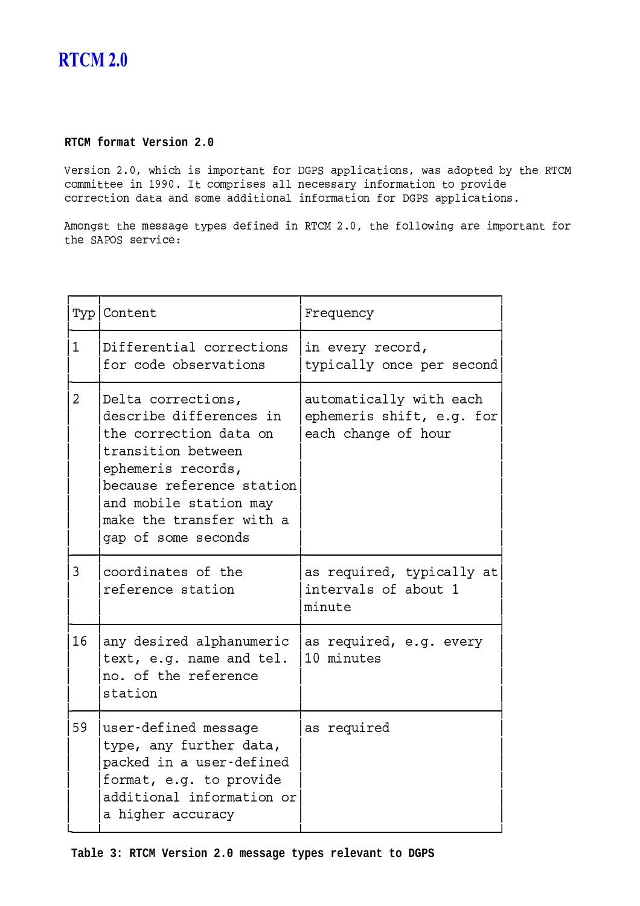# RTCM 2.0

**RTCM format Version 2.0**

Version 2.0, which is important for DGPS applications, was adopted by the RTCM committee in 1990. It comprises all necessary information to provide correction data and some additional information for DGPS applications.

Amongst the message types defined in RTCM 2.0, the following are important for the SAPOS service:

| Typ | Content | Frequency |
|---|---|---|
| 1 | Differential corrections for code observations | in every record, typically once per second |
| 2 | Delta corrections, describe differences in the correction data on transition between ephemeris records, because reference station and mobile station may make the transfer with a gap of some seconds | automatically with each ephemeris shift, e.g. for each change of hour |
| 3 | coordinates of the reference station | as required, typically at intervals of about 1 minute |
| 16 | any desired alphanumeric text, e.g. name and tel. no. of the reference station | as required, e.g. every 10 minutes |
| 59 | user-defined message type, any further data, packed in a user-defined format, e.g. to provide additional information or a higher accuracy | as required |

**Table 3: RTCM Version 2.0 message types relevant to DGPS**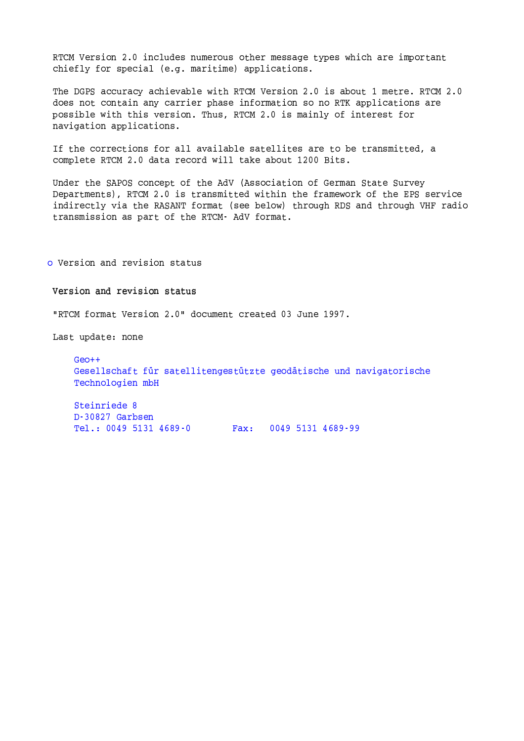RTCM Version 2.0 includes numerous other message types which are important chiefly for special (e.g. maritime) applications.

The DGPS accuracy achievable with RTCM Version 2.0 is about 1 metre. RTCM 2.0 does not contain any carrier phase information so no RTK applications are possible with this version. Thus, RTCM 2.0 is mainly of interest for navigation applications.

If the corrections for all available satellites are to be transmitted, a complete RTCM 2.0 data record will take about 1200 Bits.

Under the SAPOS concept of the AdV (Association of German State Survey Departments), RTCM 2.0 is transmitted within the framework of the EPS service indirectly via the RASANT format (see below) through RDS and through VHF radio transmission as part of the RTCM- AdV format.

- Version and revision status

## Version and revision status

"RTCM format Version 2.0" document created 03 June 1997.

Last update: none

Geo++
Gesellschaft für satellitengestützte geodätische und navigatorische Technologien mbH

Steinriede 8
D-30827 Garbsen
Tel.: 0049 5131 4689-0 Fax: 0049 5131 4689-99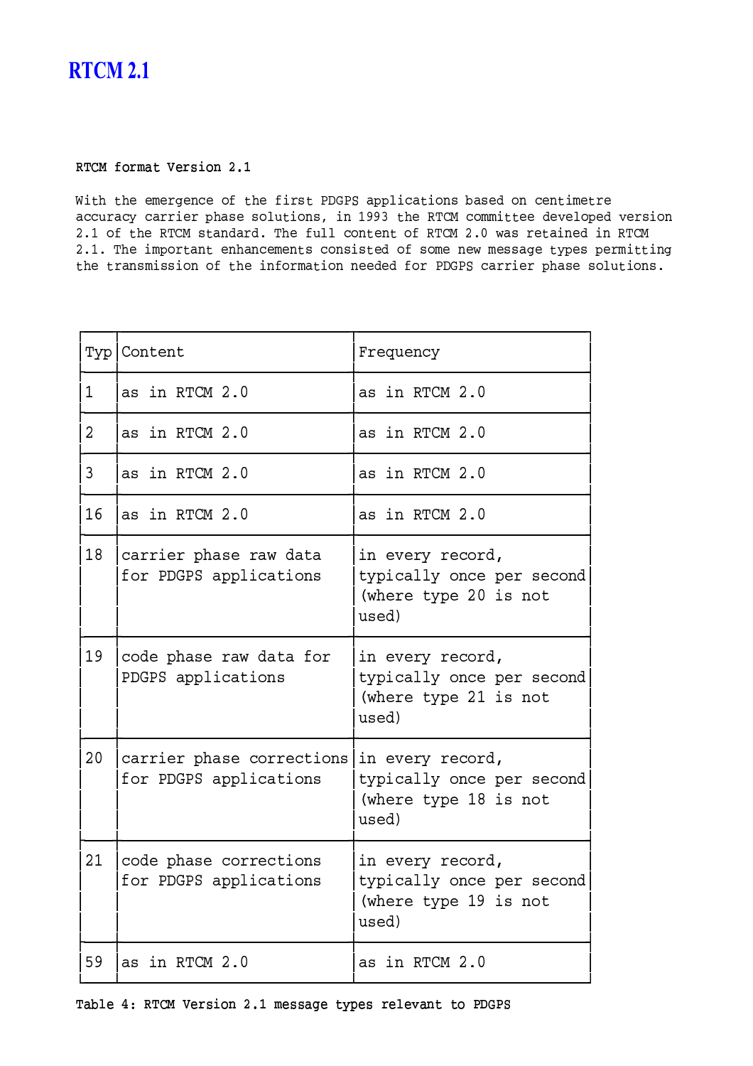# RTCM 2.1

**RTCM format Version 2.1**

With the emergence of the first PDGPS applications based on centimetre accuracy carrier phase solutions, in 1993 the RTCM committee developed version 2.1 of the RTCM standard. The full content of RTCM 2.0 was retained in RTCM 2.1. The important enhancements consisted of some new message types permitting the transmission of the information needed for PDGPS carrier phase solutions.

| Typ | Content | Frequency |
|---|---|---|
| 1 | as in RTCM 2.0 | as in RTCM 2.0 |
| 2 | as in RTCM 2.0 | as in RTCM 2.0 |
| 3 | as in RTCM 2.0 | as in RTCM 2.0 |
| 16 | as in RTCM 2.0 | as in RTCM 2.0 |
| 18 | carrier phase raw data for PDGPS applications | in every record, typically once per second (where type 20 is not used) |
| 19 | code phase raw data for PDGPS applications | in every record, typically once per second (where type 21 is not used) |
| 20 | carrier phase corrections for PDGPS applications | in every record, typically once per second (where type 18 is not used) |
| 21 | code phase corrections for PDGPS applications | in every record, typically once per second (where type 19 is not used) |
| 59 | as in RTCM 2.0 | as in RTCM 2.0 |

Table 4: RTCM Version 2.1 message types relevant to PDGPS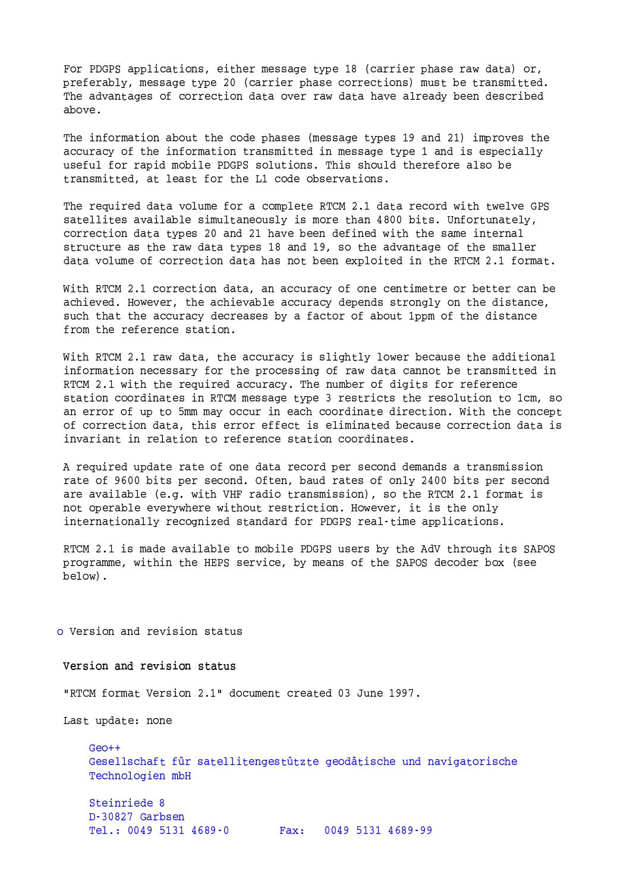For PDGPS applications, either message type 18 (carrier phase raw data) or, preferably, message type 20 (carrier phase corrections) must be transmitted. The advantages of correction data over raw data have already been described above.

The information about the code phases (message types 19 and 21) improves the accuracy of the information transmitted in message type 1 and is especially useful for rapid mobile PDGPS solutions. This should therefore also be transmitted, at least for the L1 code observations.

The required data volume for a complete RTCM 2.1 data record with twelve GPS satellites available simultaneously is more than 4800 bits. Unfortunately, correction data types 20 and 21 have been defined with the same internal structure as the raw data types 18 and 19, so the advantage of the smaller data volume of correction data has not been exploited in the RTCM 2.1 format.

With RTCM 2.1 correction data, an accuracy of one centimetre or better can be achieved. However, the achievable accuracy depends strongly on the distance, such that the accuracy decreases by a factor of about 1ppm of the distance from the reference station.

With RTCM 2.1 raw data, the accuracy is slightly lower because the additional information necessary for the processing of raw data cannot be transmitted in RTCM 2.1 with the required accuracy. The number of digits for reference station coordinates in RTCM message type 3 restricts the resolution to 1cm, so an error of up to 5mm may occur in each coordinate direction. With the concept of correction data, this error effect is eliminated because correction data is invariant in relation to reference station coordinates.

A required update rate of one data record per second demands a transmission rate of 9600 bits per second. Often, baud rates of only 2400 bits per second are available (e.g. with VHF radio transmission), so the RTCM 2.1 format is not operable everywhere without restriction. However, it is the only internationally recognized standard for PDGPS real-time applications.

RTCM 2.1 is made available to mobile PDGPS users by the AdV through its SAPOS programme, within the HEPS service, by means of the SAPOS decoder box (see below).

- Version and revision status

## Version and revision status

"RTCM format Version 2.1" document created 03 June 1997.

Last update: none

Geo++
Gesellschaft für satellitengestützte geodätische und navigatorische Technologien mbH

Steinriede 8
D-30827 Garbsen
Tel.: 0049 5131 4689-0 Fax: 0049 5131 4689-99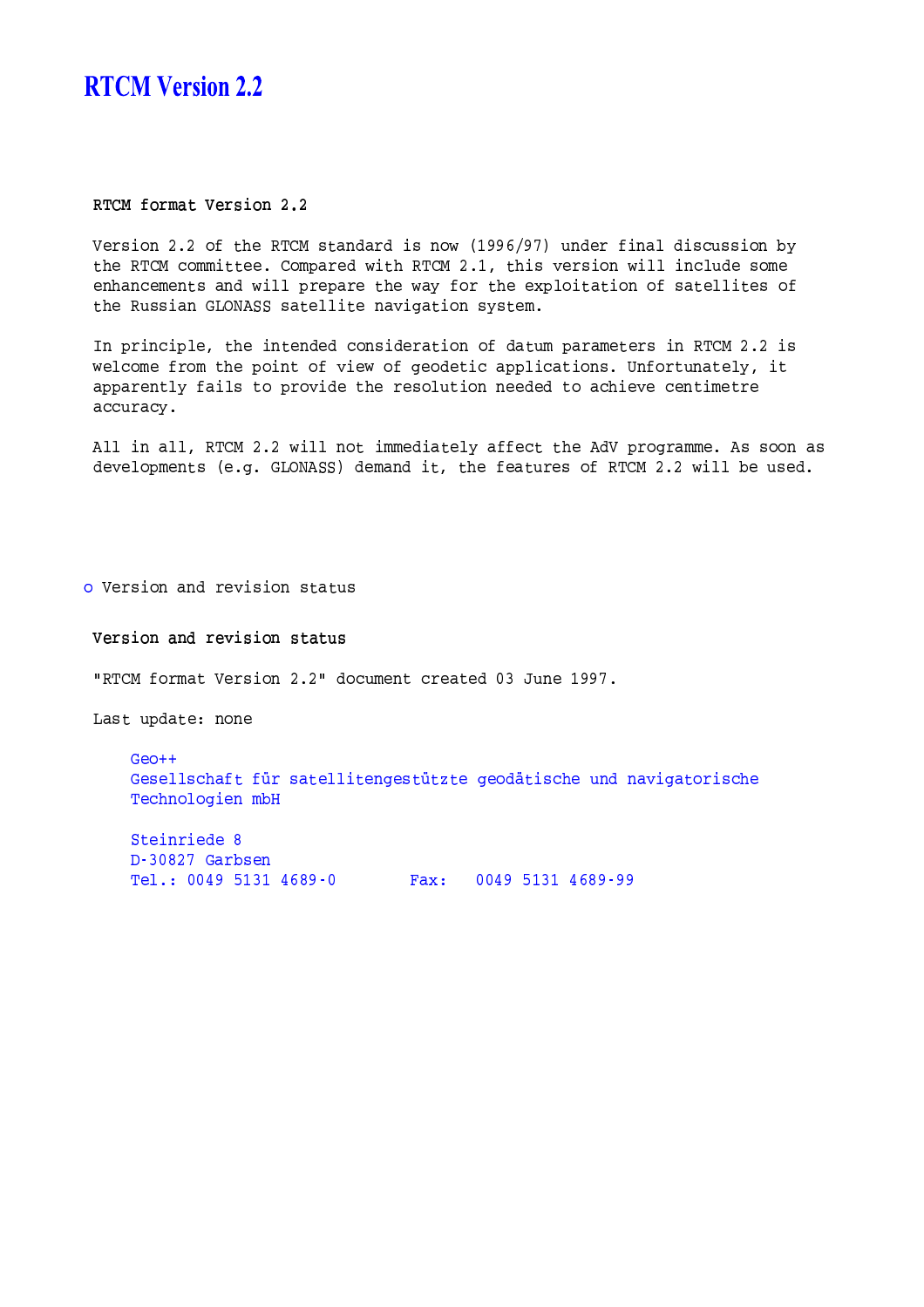# RTCM Version 2.2

## RTCM format Version 2.2

Version 2.2 of the RTCM standard is now (1996/97) under final discussion by the RTCM committee. Compared with RTCM 2.1, this version will include some enhancements and will prepare the way for the exploitation of satellites of the Russian GLONASS satellite navigation system.

In principle, the intended consideration of datum parameters in RTCM 2.2 is welcome from the point of view of geodetic applications. Unfortunately, it apparently fails to provide the resolution needed to achieve centimetre accuracy.

All in all, RTCM 2.2 will not immediately affect the AdV programme. As soon as developments (e.g. GLONASS) demand it, the features of RTCM 2.2 will be used.

- Version and revision status

## Version and revision status

"RTCM format Version 2.2" document created 03 June 1997.

Last update: none

Geo++
Gesellschaft für satellitengestützte geodätische und navigatorische Technologien mbH

Steinriede 8
D-30827 Garbsen
Tel.: 0049 5131 4689-0 Fax: 0049 5131 4689-99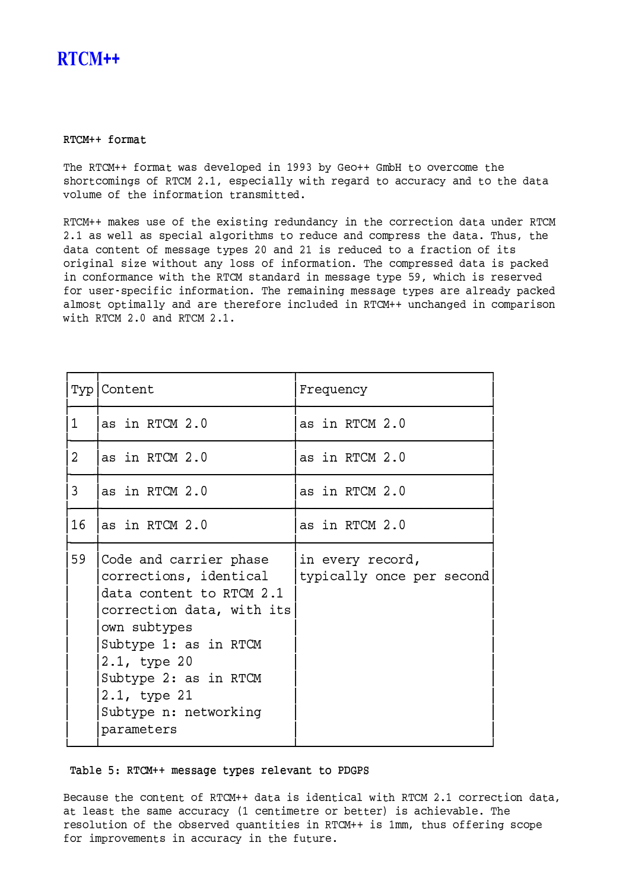# RTCM++

RTCM++ format

The RTCM++ format was developed in 1993 by Geo++ GmbH to overcome the shortcomings of RTCM 2.1, especially with regard to accuracy and to the data volume of the information transmitted.

RTCM++ makes use of the existing redundancy in the correction data under RTCM 2.1 as well as special algorithms to reduce and compress the data. Thus, the data content of message types 20 and 21 is reduced to a fraction of its original size without any loss of information. The compressed data is packed in conformance with the RTCM standard in message type 59, which is reserved for user-specific information. The remaining message types are already packed almost optimally and are therefore included in RTCM++ unchanged in comparison with RTCM 2.0 and RTCM 2.1.

| Typ | Content | Frequency |
|---|---|---|
| 1 | as in RTCM 2.0 | as in RTCM 2.0 |
| 2 | as in RTCM 2.0 | as in RTCM 2.0 |
| 3 | as in RTCM 2.0 | as in RTCM 2.0 |
| 16 | as in RTCM 2.0 | as in RTCM 2.0 |
| 59 | Code and carrier phase corrections, identical data content to RTCM 2.1 correction data, with its own subtypes<br>Subtype 1: as in RTCM 2.1, type 20<br>Subtype 2: as in RTCM 2.1, type 21<br>Subtype n: networking parameters | in every record, typically once per second |

Table 5: RTCM++ message types relevant to PDGPS

Because the content of RTCM++ data is identical with RTCM 2.1 correction data, at least the same accuracy (1 centimetre or better) is achievable. The resolution of the observed quantities in RTCM++ is 1mm, thus offering scope for improvements in accuracy in the future.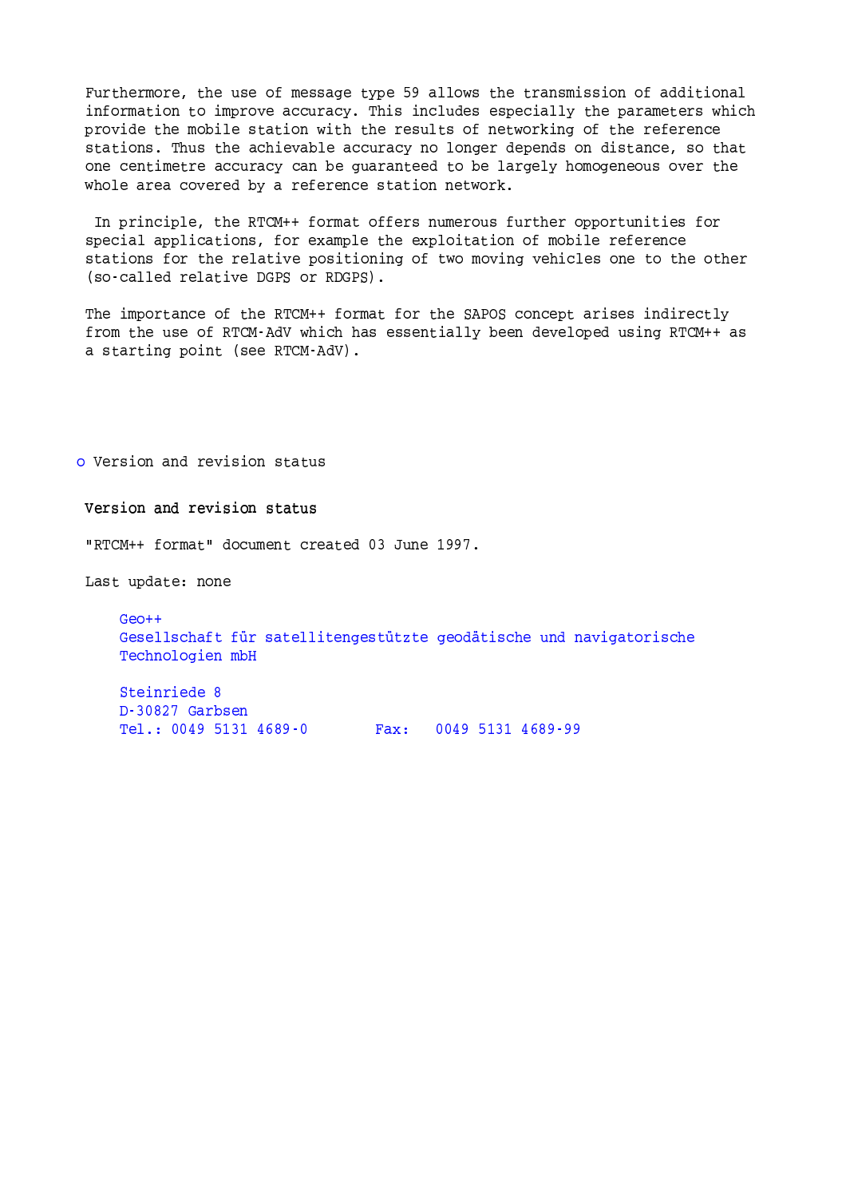Furthermore, the use of message type 59 allows the transmission of additional information to improve accuracy. This includes especially the parameters which provide the mobile station with the results of networking of the reference stations. Thus the achievable accuracy no longer depends on distance, so that one centimetre accuracy can be guaranteed to be largely homogeneous over the whole area covered by a reference station network.

In principle, the RTCM++ format offers numerous further opportunities for special applications, for example the exploitation of mobile reference stations for the relative positioning of two moving vehicles one to the other (so-called relative DGPS or RDGPS).

The importance of the RTCM++ format for the SAPOS concept arises indirectly from the use of RTCM-AdV which has essentially been developed using RTCM++ as a starting point (see RTCM-AdV).

- Version and revision status

## Version and revision status

"RTCM++ format" document created 03 June 1997.

Last update: none

Geo++
Gesellschaft für satellitengestützte geodätische und navigatorische Technologien mbH

Steinriede 8
D-30827 Garbsen
Tel.: 0049 5131 4689-0 Fax: 0049 5131 4689-99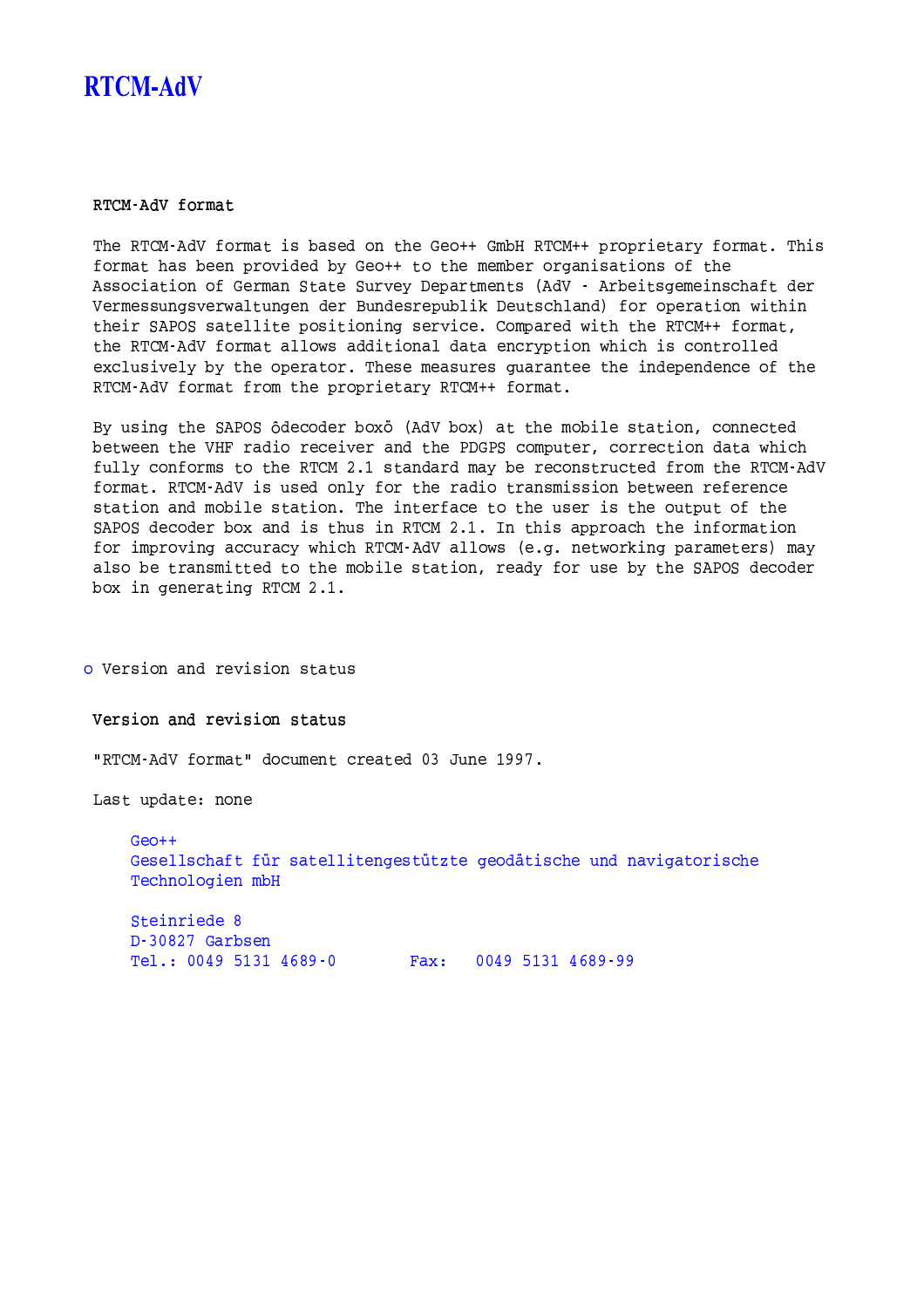# RTCM-AdV

## RTCM-AdV format

The RTCM-AdV format is based on the Geo++ GmbH RTCM++ proprietary format. This format has been provided by Geo++ to the member organisations of the Association of German State Survey Departments (AdV - Arbeitsgemeinschaft der Vermessungsverwaltungen der Bundesrepublik Deutschland) for operation within their SAPOS satellite positioning service. Compared with the RTCM++ format, the RTCM-AdV format allows additional data encryption which is controlled exclusively by the operator. These measures guarantee the independence of the RTCM-AdV format from the proprietary RTCM++ format.

By using the SAPOS ôdecoder boxö (AdV box) at the mobile station, connected between the VHF radio receiver and the PDGPS computer, correction data which fully conforms to the RTCM 2.1 standard may be reconstructed from the RTCM-AdV format. RTCM-AdV is used only for the radio transmission between reference station and mobile station. The interface to the user is the output of the SAPOS decoder box and is thus in RTCM 2.1. In this approach the information for improving accuracy which RTCM-AdV allows (e.g. networking parameters) may also be transmitted to the mobile station, ready for use by the SAPOS decoder box in generating RTCM 2.1.

- Version and revision status

## Version and revision status

"RTCM-AdV format" document created 03 June 1997.

Last update: none

Geo++
Gesellschaft für satellitengestützte geodätische und navigatorische Technologien mbH

Steinriede 8
D-30827 Garbsen
Tel.: 0049 5131 4689-0        Fax:   0049 5131 4689-99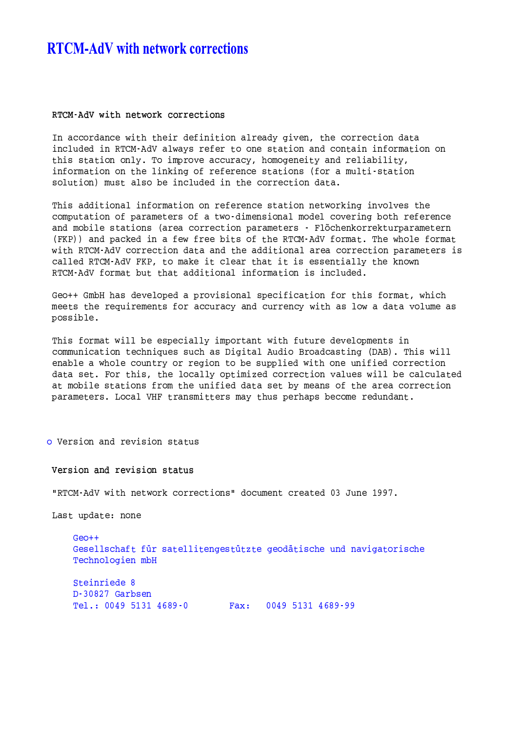# RTCM-AdV with network corrections

## RTCM-AdV with network corrections

In accordance with their definition already given, the correction data included in RTCM-AdV always refer to one station and contain information on this station only. To improve accuracy, homogeneity and reliability, information on the linking of reference stations (for a multi-station solution) must also be included in the correction data.

This additional information on reference station networking involves the computation of parameters of a two-dimensional model covering both reference and mobile stations (area correction parameters - Flõchenkorrekturparametern (FKP)) and packed in a few free bits of the RTCM-AdV format. The whole format with RTCM-AdV correction data and the additional area correction parameters is called RTCM-AdV FKP, to make it clear that it is essentially the known RTCM-AdV format but that additional information is included.

Geo++ GmbH has developed a provisional specification for this format, which meets the requirements for accuracy and currency with as low a data volume as possible.

This format will be especially important with future developments in communication techniques such as Digital Audio Broadcasting (DAB). This will enable a whole country or region to be supplied with one unified correction data set. For this, the locally optimized correction values will be calculated at mobile stations from the unified data set by means of the area correction parameters. Local VHF transmitters may thus perhaps become redundant.

- Version and revision status

## Version and revision status

"RTCM-AdV with network corrections" document created 03 June 1997.

Last update: none

Geo++
Gesellschaft für satellitengestützte geodätische und navigatorische Technologien mbH

Steinriede 8
D-30827 Garbsen
Tel.: 0049 5131 4689-0      Fax:   0049 5131 4689-99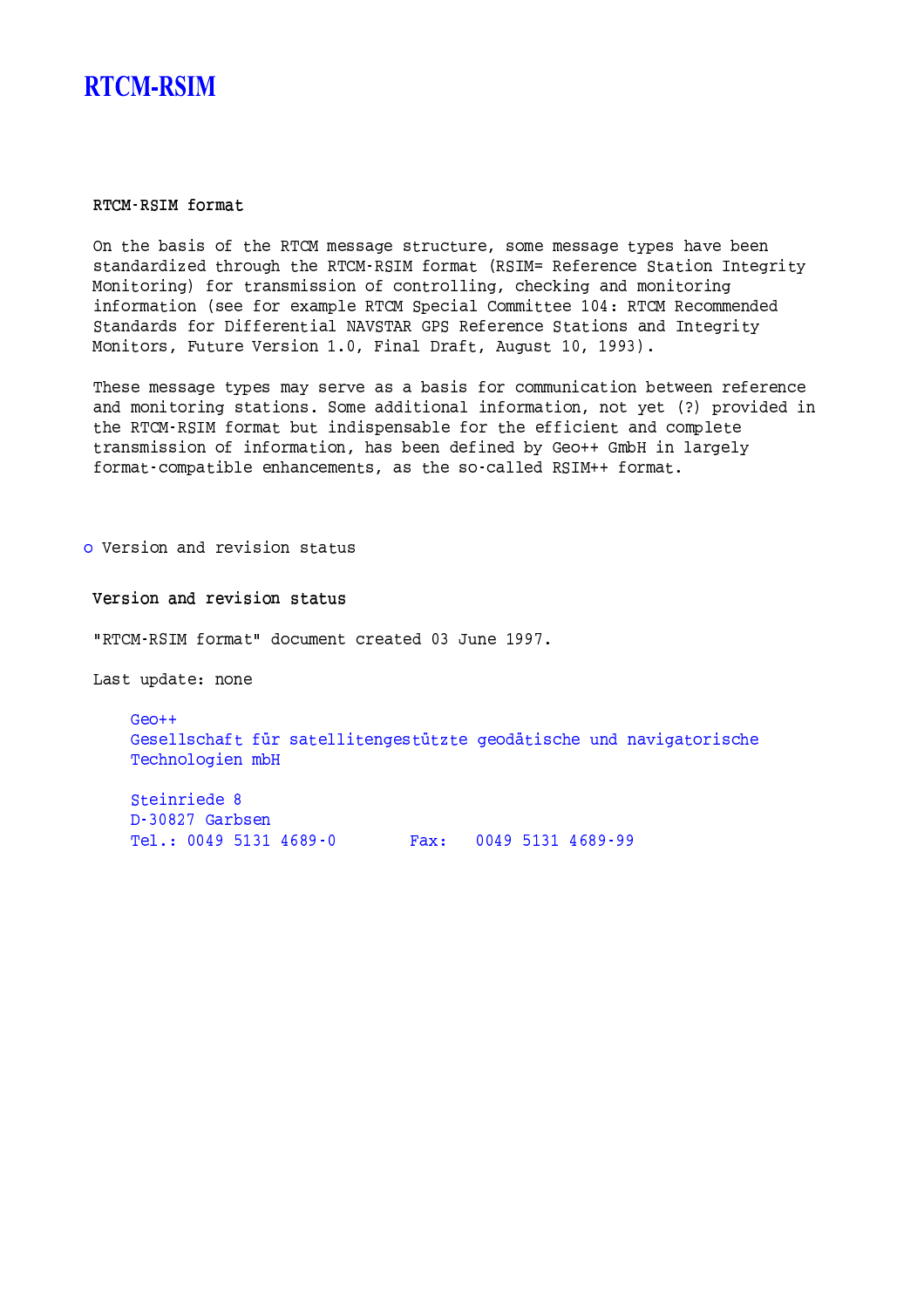# RTCM-RSIM

**RTCM-RSIM format**

On the basis of the RTCM message structure, some message types have been standardized through the RTCM-RSIM format (RSIM= Reference Station Integrity Monitoring) for transmission of controlling, checking and monitoring information (see for example RTCM Special Committee 104: RTCM Recommended Standards for Differential NAVSTAR GPS Reference Stations and Integrity Monitors, Future Version 1.0, Final Draft, August 10, 1993).

These message types may serve as a basis for communication between reference and monitoring stations. Some additional information, not yet (?) provided in the RTCM-RSIM format but indispensable for the efficient and complete transmission of information, has been defined by Geo++ GmbH in largely format-compatible enhancements, as the so-called RSIM++ format.

- Version and revision status

**Version and revision status**

"RTCM-RSIM format" document created 03 June 1997.

Last update: none

Geo++
Gesellschaft für satellitengestützte geodätische und navigatorische Technologien mbH

Steinriede 8
D-30827 Garbsen
Tel.: 0049 5131 4689-0 Fax: 0049 5131 4689-99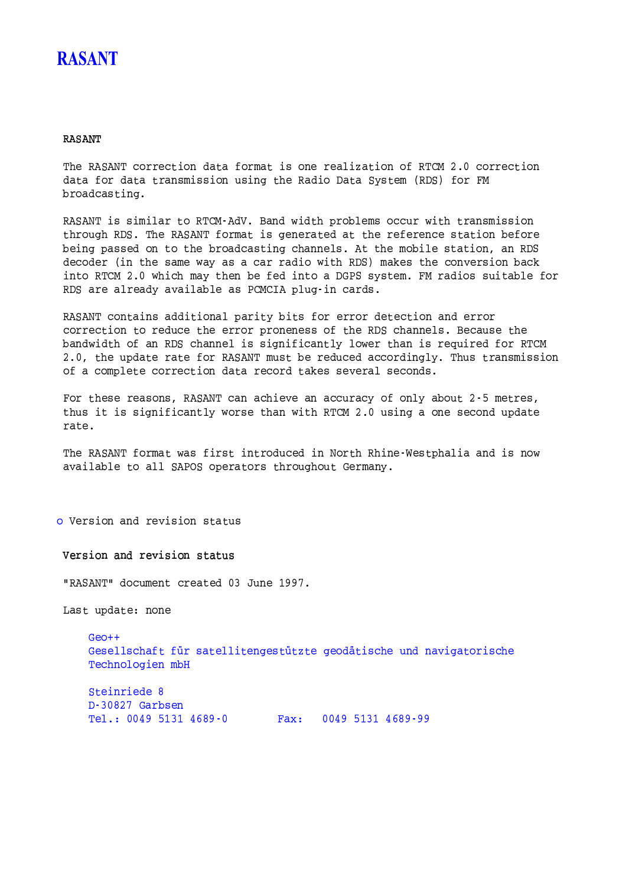# RASANT

## RASANT

The RASANT correction data format is one realization of RTCM 2.0 correction data for data transmission using the Radio Data System (RDS) for FM broadcasting.

RASANT is similar to RTCM-AdV. Band width problems occur with transmission through RDS. The RASANT format is generated at the reference station before being passed on to the broadcasting channels. At the mobile station, an RDS decoder (in the same way as a car radio with RDS) makes the conversion back into RTCM 2.0 which may then be fed into a DGPS system. FM radios suitable for RDS are already available as PCMCIA plug-in cards.

RASANT contains additional parity bits for error detection and error correction to reduce the error proneness of the RDS channels. Because the bandwidth of an RDS channel is significantly lower than is required for RTCM 2.0, the update rate for RASANT must be reduced accordingly. Thus transmission of a complete correction data record takes several seconds.

For these reasons, RASANT can achieve an accuracy of only about 2-5 metres, thus it is significantly worse than with RTCM 2.0 using a one second update rate.

The RASANT format was first introduced in North Rhine-Westphalia and is now available to all SAPOS operators throughout Germany.

- Version and revision status

## Version and revision status

"RASANT" document created 03 June 1997.

Last update: none

Geo++
Gesellschaft für satellitengestützte geodätische und navigatorische Technologien mbH

Steinriede 8
D-30827 Garbsen
Tel.: 0049 5131 4689-0 Fax: 0049 5131 4689-99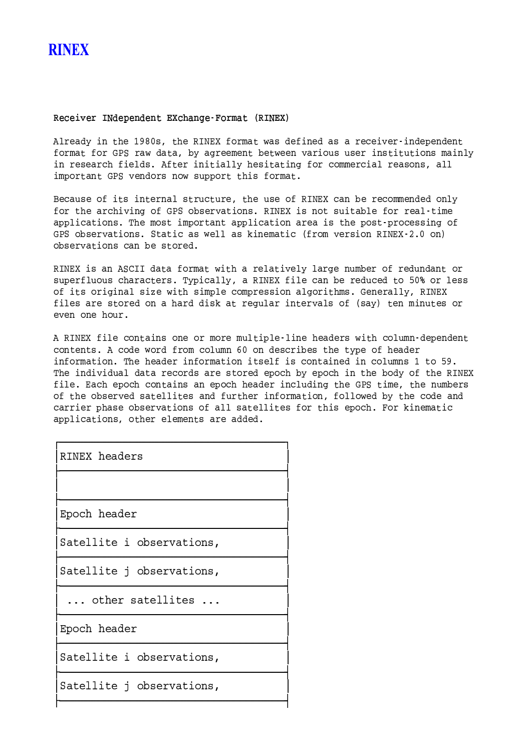# RINEX

**Receiver INdependent EXchange-Format (RINEX)**

Already in the 1980s, the RINEX format was defined as a receiver-independent format for GPS raw data, by agreement between various user institutions mainly in research fields. After initially hesitating for commercial reasons, all important GPS vendors now support this format.

Because of its internal structure, the use of RINEX can be recommended only for the archiving of GPS observations. RINEX is not suitable for real-time applications. The most important application area is the post-processing of GPS observations. Static as well as kinematic (from version RINEX-2.0 on) observations can be stored.

RINEX is an ASCII data format with a relatively large number of redundant or superfluous characters. Typically, a RINEX file can be reduced to 50% or less of its original size with simple compression algorithms. Generally, RINEX files are stored on a hard disk at regular intervals of (say) ten minutes or even one hour.

A RINEX file contains one or more multiple-line headers with column-dependent contents. A code word from column 60 on describes the type of header information. The header information itself is contained in columns 1 to 59. The individual data records are stored epoch by epoch in the body of the RINEX file. Each epoch contains an epoch header including the GPS time, the numbers of the observed satellites and further information, followed by the code and carrier phase observations of all satellites for this epoch. For kinematic applications, other elements are added.

```
┌──────────────────────────────┐
│RINEX headers                 │
├──────────────────────────────┤
│                              │
├──────────────────────────────┤
│Epoch header                  │
├──────────────────────────────┤
│Satellite i observations,     │
├──────────────────────────────┤
│Satellite j observations,     │
├──────────────────────────────┤
│ ... other satellites ...     │
├──────────────────────────────┤
│Epoch header                  │
├──────────────────────────────┤
│Satellite i observations,     │
├──────────────────────────────┤
│Satellite j observations,     │
├──────────────────────────────┤
```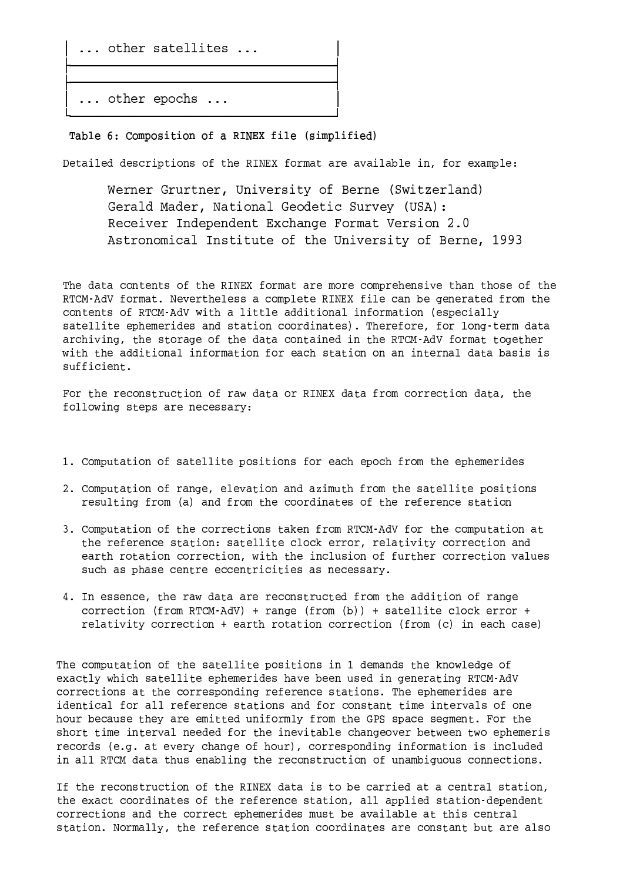| ... other satellites ... |
|---|
| |
| ... other epochs ... |

**Table 6: Composition of a RINEX file (simplified)**

Detailed descriptions of the RINEX format are available in, for example:

> Werner Grurtner, University of Berne (Switzerland)
> Gerald Mader, National Geodetic Survey (USA):
> Receiver Independent Exchange Format Version 2.0
> Astronomical Institute of the University of Berne, 1993

The data contents of the RINEX format are more comprehensive than those of the RTCM-AdV format. Nevertheless a complete RINEX file can be generated from the contents of RTCM-AdV with a little additional information (especially satellite ephemerides and station coordinates). Therefore, for long-term data archiving, the storage of the data contained in the RTCM-AdV format together with the additional information for each station on an internal data basis is sufficient.

For the reconstruction of raw data or RINEX data from correction data, the following steps are necessary:

1. Computation of satellite positions for each epoch from the ephemerides
2. Computation of range, elevation and azimuth from the satellite positions resulting from (a) and from the coordinates of the reference station
3. Computation of the corrections taken from RTCM-AdV for the computation at the reference station: satellite clock error, relativity correction and earth rotation correction, with the inclusion of further correction values such as phase centre eccentricities as necessary.
4. In essence, the raw data are reconstructed from the addition of range correction (from RTCM-AdV) + range (from (b)) + satellite clock error + relativity correction + earth rotation correction (from (c) in each case)

The computation of the satellite positions in 1 demands the knowledge of exactly which satellite ephemerides have been used in generating RTCM-AdV corrections at the corresponding reference stations. The ephemerides are identical for all reference stations and for constant time intervals of one hour because they are emitted uniformly from the GPS space segment. For the short time interval needed for the inevitable changeover between two ephemeris records (e.g. at every change of hour), corresponding information is included in all RTCM data thus enabling the reconstruction of unambiguous connections.

If the reconstruction of the RINEX data is to be carried at a central station, the exact coordinates of the reference station, all applied station-dependent corrections and the correct ephemerides must be available at this central station. Normally, the reference station coordinates are constant but are also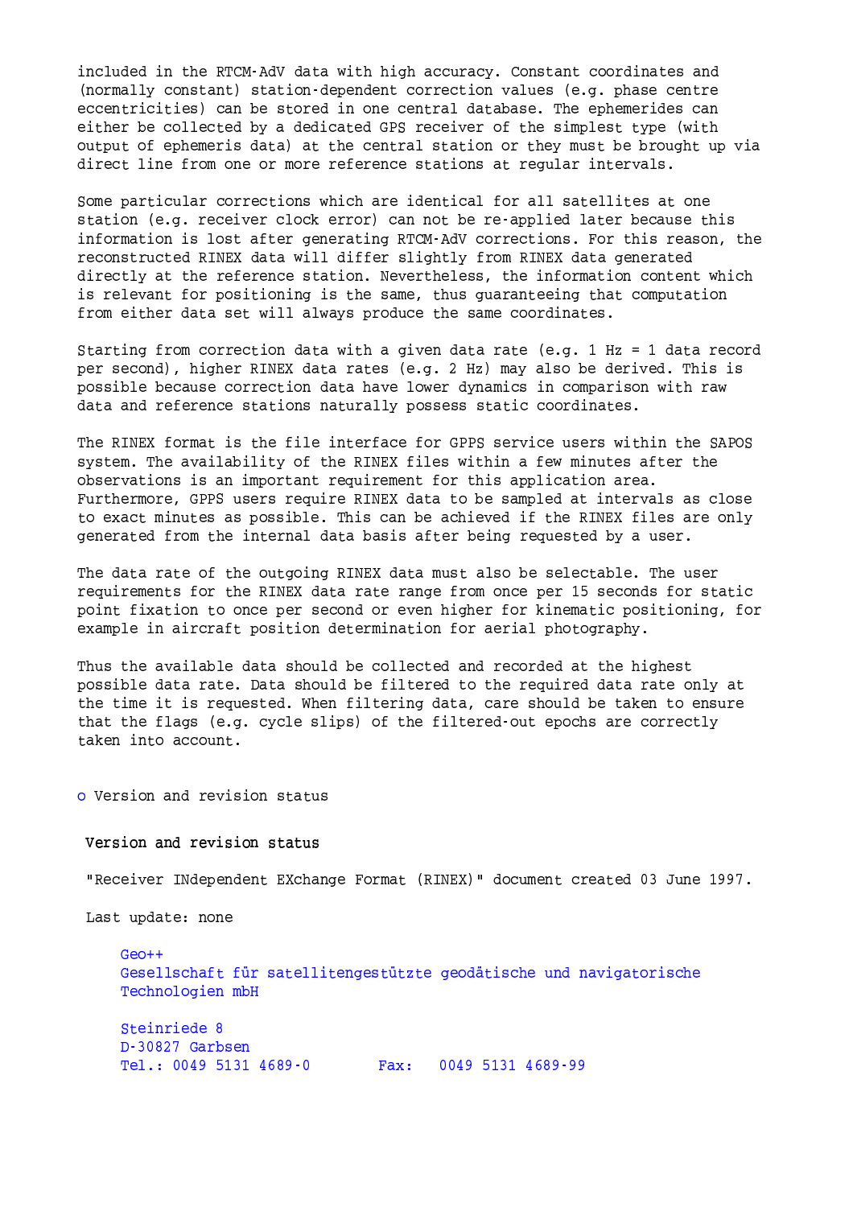included in the RTCM-AdV data with high accuracy. Constant coordinates and (normally constant) station-dependent correction values (e.g. phase centre eccentricities) can be stored in one central database. The ephemerides can either be collected by a dedicated GPS receiver of the simplest type (with output of ephemeris data) at the central station or they must be brought up via direct line from one or more reference stations at regular intervals.

Some particular corrections which are identical for all satellites at one station (e.g. receiver clock error) can not be re-applied later because this information is lost after generating RTCM-AdV corrections. For this reason, the reconstructed RINEX data will differ slightly from RINEX data generated directly at the reference station. Nevertheless, the information content which is relevant for positioning is the same, thus guaranteeing that computation from either data set will always produce the same coordinates.

Starting from correction data with a given data rate (e.g. 1 Hz = 1 data record per second), higher RINEX data rates (e.g. 2 Hz) may also be derived. This is possible because correction data have lower dynamics in comparison with raw data and reference stations naturally possess static coordinates.

The RINEX format is the file interface for GPPS service users within the SAPOS system. The availability of the RINEX files within a few minutes after the observations is an important requirement for this application area. Furthermore, GPPS users require RINEX data to be sampled at intervals as close to exact minutes as possible. This can be achieved if the RINEX files are only generated from the internal data basis after being requested by a user.

The data rate of the outgoing RINEX data must also be selectable. The user requirements for the RINEX data rate range from once per 15 seconds for static point fixation to once per second or even higher for kinematic positioning, for example in aircraft position determination for aerial photography.

Thus the available data should be collected and recorded at the highest possible data rate. Data should be filtered to the required data rate only at the time it is requested. When filtering data, care should be taken to ensure that the flags (e.g. cycle slips) of the filtered-out epochs are correctly taken into account.

- Version and revision status

## Version and revision status

"Receiver INdependent EXchange Format (RINEX)" document created 03 June 1997.

Last update: none

Geo++
Gesellschaft für satellitengestützte geodätische und navigatorische Technologien mbH

Steinriede 8
D-30827 Garbsen
Tel.: 0049 5131 4689-0 Fax: 0049 5131 4689-99